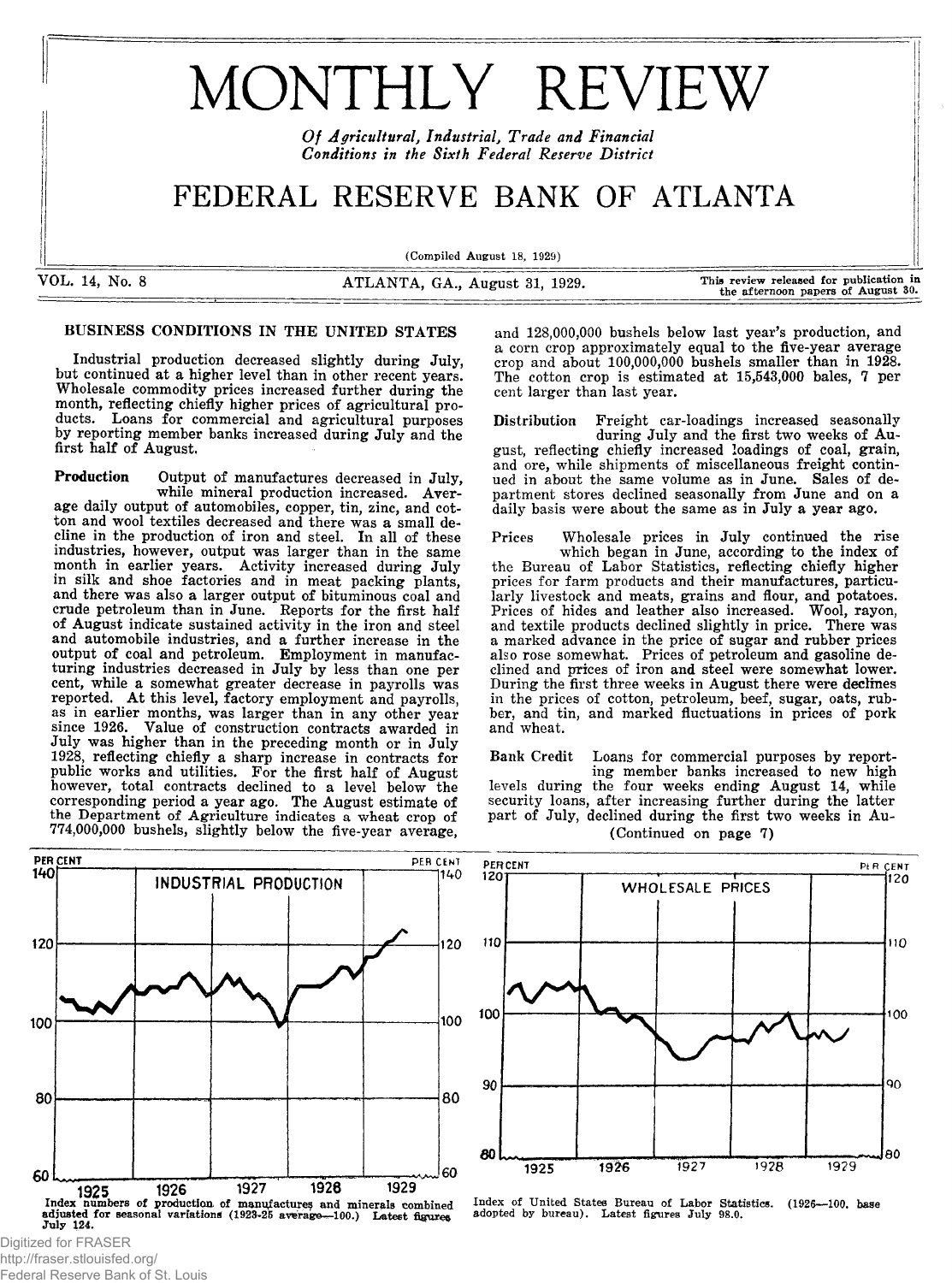# MONTHLY REVIEW

*Of Agricultural, Industrial, Trade and Financial Conditions in the Sixth Federal Reserve District*

# FEDERAL RESERVE BANK OF ATLANTA

(Compiled August 18, 1929)

VOL. 14, No. 8 — ATLANTA, GA., August 31, 1929. — This review released for publication in the afternoon papers of August 30.

## BUSINESS CONDITIONS IN THE UNITED STATES

Industrial production decreased slightly during July, but continued at a higher level than in other recent years. Wholesale commodity prices increased further during the month, reflecting chiefly higher prices of agricultural products. Loans for commercial and agricultural purposes by reporting member banks increased during July and the first half of August.

**Production** Output of manufactures decreased in July, while mineral production increased. Average daily output of automobiles, copper, tin, zinc, and cotton and wool textiles decreased and there was a small decline in the production of iron and steel. In all of these industries, however, output was larger than in the same month in earlier years. Activity increased during July in silk and shoe factories and in meat packing plants, and there was also a larger output of bituminous coal and crude petroleum than in June. Reports for the first half of August indicate sustained activity in the iron and steel and automobile industries, and a further increase in the output of coal and petroleum. Employment in manufacturing industries decreased in July by less than one per cent, while a somewhat greater decrease in payrolls was reported. At this level, factory employment and payrolls, as in earlier months, was larger than in any other year since 1926. Value of construction contracts awarded in July was higher than in the preceding month or in July 1928, reflecting chiefly a sharp increase in contracts for public works and utilities. For the first half of August however, total contracts declined to a level below the corresponding period a year ago. The August estimate of the Department of Agriculture indicates a wheat crop of 774,000,000 bushels, slightly below the five-year average, and 128,000,000 bushels below last year's production, and a corn crop approximately equal to the five-year average crop and about 100,000,000 bushels smaller than in 1928. The cotton crop is estimated at 15,543,000 bales, 7 per cent larger than last year.

**Distribution** Freight car-loadings increased seasonally during July and the first two weeks of August, reflecting chiefly increased loadings of coal, grain, and ore, while shipments of miscellaneous freight continued in about the same volume as in June. Sales of department stores declined seasonally from June and on a daily basis were about the same as in July a year ago.

**Prices** Wholesale prices in July continued the rise which began in June, according to the index of the Bureau of Labor Statistics, reflecting chiefly higher prices for farm products and their manufactures, particularly livestock and meats, grains and flour, and potatoes. Prices of hides and leather also increased. Wool, rayon, and textile products declined slightly in price. There was a marked advance in the price of sugar and rubber prices also rose somewhat. Prices of petroleum and gasoline declined and prices of iron and steel were somewhat lower. During the first three weeks in August there were declines in the prices of cotton, petroleum, beef, sugar, oats, rubber, and tin, and marked fluctuations in prices of pork and wheat.

**Bank Credit** Loans for commercial purposes by reporting member banks increased to new high levels during the four weeks ending August 14, while security loans, after increasing further during the latter part of July, declined during the first two weeks in Au-

(Continued on page 7)

INDUSTRIAL PRODUCTION

PER CENT 140, 120, 100, 80, 60

1925 1926 1927 1928 1929

Index numbers of production of manufactures and minerals combined adjusted for seasonal variations (1923-25 average—100.) Latest figures July 124.

WHOLESALE PRICES

PER CENT 120, 110, 100, 90, 80

1925 1926 1927 1928 1929

Index of United States Bureau of Labor Statistics. (1926—100. base adopted by bureau). Latest figures July 98.0.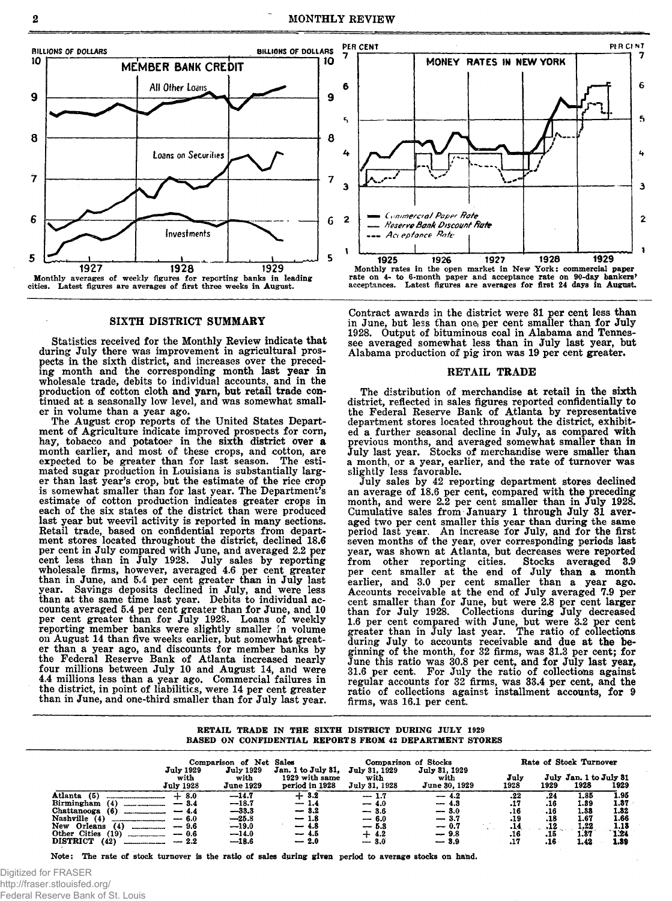BILLIONS OF DOLLARS

MEMBER BANK CREDIT

All Other Loans

Loans on Securities

Investments

10 9 8 7 6 5

1927 1928 1929

Monthly averages of weekly figures for reporting banks in leading cities. Latest figures are averages of first three weeks in August.

PER CENT

MONEY RATES IN NEW YORK

Commercial Paper Rate

Reserve Bank Discount Rate

Acceptance Rate

7 6 5 4 3 2 1

1925 1926 1927 1928 1929

Monthly rates in the open market in New York: commercial paper rate on 4- to 6-month paper and acceptance rate on 90-day bankers' acceptances. Latest figures are averages for first 24 days in August.

## SIXTH DISTRICT SUMMARY

Statistics received for the Monthly Review indicate that during July there was improvement in agricultural prospects in the sixth district, and increases over the preceding month and the corresponding month last year in wholesale trade, debits to individual accounts, and in the production of cotton cloth and yarn, but retail trade continued at a seasonally low level, and was somewhat smaller in volume than a year ago.

The August crop reports of the United States Department of Agriculture indicate improved prospects for corn, hay, tobacco and potatoes in the sixth district over a month earlier, and most of these crops, and cotton, are expected to be greater than for last season. The estimated sugar production in Louisiana is substantially larger than last year's crop, but the estimate of the rice crop is somewhat smaller than for last year. The Department's estimate of cotton production indicates greater crops in each of the six states of the district than were produced last year but weevil activity is reported in many sections. Retail trade, based on confidential reports from department stores located throughout the district, declined 18.6 per cent in July compared with June, and averaged 2.2 per cent less than in July 1928. July sales by reporting wholesale firms, however, averaged 4.6 per cent greater than in June, and 5.4 per cent greater than in July last year. Savings deposits declined in July, and were less than at the same time last year. Debits to individual accounts averaged 5.4 per cent greater than for June, and 10 per cent greater than for July 1928. Loans of weekly reporting member banks were slightly smaller in volume on August 14 than five weeks earlier, but somewhat greater than a year ago, and discounts for member banks by the Federal Reserve Bank of Atlanta increased nearly four millions between July 10 and August 14, and were 4.4 millions less than a year ago. Commercial failures in the district, in point of liabilities, were 14 per cent greater than in June, and one-third smaller than for July last year. Contract awards in the district were 31 per cent less than in June, but less than one per cent smaller than for July 1928. Output of bituminous coal in Alabama and Tennessee averaged somewhat less than in July last year, but Alabama production of pig iron was 19 per cent greater.

## RETAIL TRADE

The distribution of merchandise at retail in the sixth district, reflected in sales figures reported confidentially to the Federal Reserve Bank of Atlanta by representative department stores located throughout the district, exhibited a further seasonal decline in July, as compared with previous months, and averaged somewhat smaller than in July last year. Stocks of merchandise were smaller than a month, or a year, earlier, and the rate of turnover was slightly less favorable.

July sales by 42 reporting department stores declined an average of 18.6 per cent, compared with the preceding month, and were 2.2 per cent smaller than in July 1928. Cumulative sales from January 1 through July 31 averaged two per cent smaller this year than during the same period last year. An increase for July, and for the first seven months of the year, over corresponding periods last year, was shown at Atlanta, but decreases were reported from other reporting cities. Stocks averaged 3.9 per cent smaller at the end of July than a month earlier, and 3.0 per cent smaller than a year ago. Accounts receivable at the end of July averaged 7.9 per cent smaller than for June, but were 2.8 per cent larger than for July 1928. Collections during July decreased 1.6 per cent compared with June, but were 3.2 per cent greater than in July last year. The ratio of collections during July to accounts receivable and due at the beginning of the month, for 32 firms, was 31.3 per cent; for June this ratio was 30.8 per cent, and for July last year, 31.6 per cent. For July the ratio of collections against regular accounts for 32 firms, was 33.4 per cent, and the ratio of collections against installment accounts, for 9 firms, was 16.1 per cent.

**RETAIL TRADE IN THE SIXTH DISTRICT DURING JULY 1929**
**BASED ON CONFIDENTIAL REPORTS FROM 42 DEPARTMENT STORES**

| | Comparison of Net Sales | | | Comparison of Stocks | | Rate of Stock Turnover | | | |
|---|---|---|---|---|---|---|---|---|---|
| | July 1929 with July 1928 | July 1929 with June 1929 | Jan. 1 to July 31, 1929 with same period in 1928 | July 31, 1929 with July 31, 1928 | July 31, 1929 with June 30, 1929 | July 1928 | July 1929 | Jan. 1 to July 31 1928 | Jan. 1 to July 31 1929 |
| Atlanta (5) | + 8.0 | —14.7 | + 3.2 | — 1.7 | — 4.2 | .22 | .24 | 1.85 | 1.95 |
| Birmingham (4) | — 3.4 | —18.7 | — 1.4 | — 4.0 | — 4.3 | .17 | .16 | 1.39 | 1.37 |
| Chattanooga (6) | — 4.4 | —33.3 | — 3.2 | — 3.6 | — 3.0 | .16 | .16 | 1.38 | 1.32 |
| Nashville (4) | — 6.0 | —25.8 | — 1.8 | — 6.0 | — 3.7 | .19 | .18 | 1.67 | 1.66 |
| New Orleans (4) | — 9.6 | —19.0 | — 4.8 | — 5.3 | — 0.7 | .14 | .12 | 1.22 | 1.18 |
| Other Cities (19) | — 0.6 | —14.0 | — 4.5 | + 4.2 | — 9.8 | .16 | .15 | 1.37 | 1.24 |
| DISTRICT (42) | — 2.2 | —18.6 | — 2.0 | — 3.0 | — 3.9 | .17 | .16 | 1.42 | 1.39 |

Note: The rate of stock turnover is the ratio of sales during given period to average stocks on hand.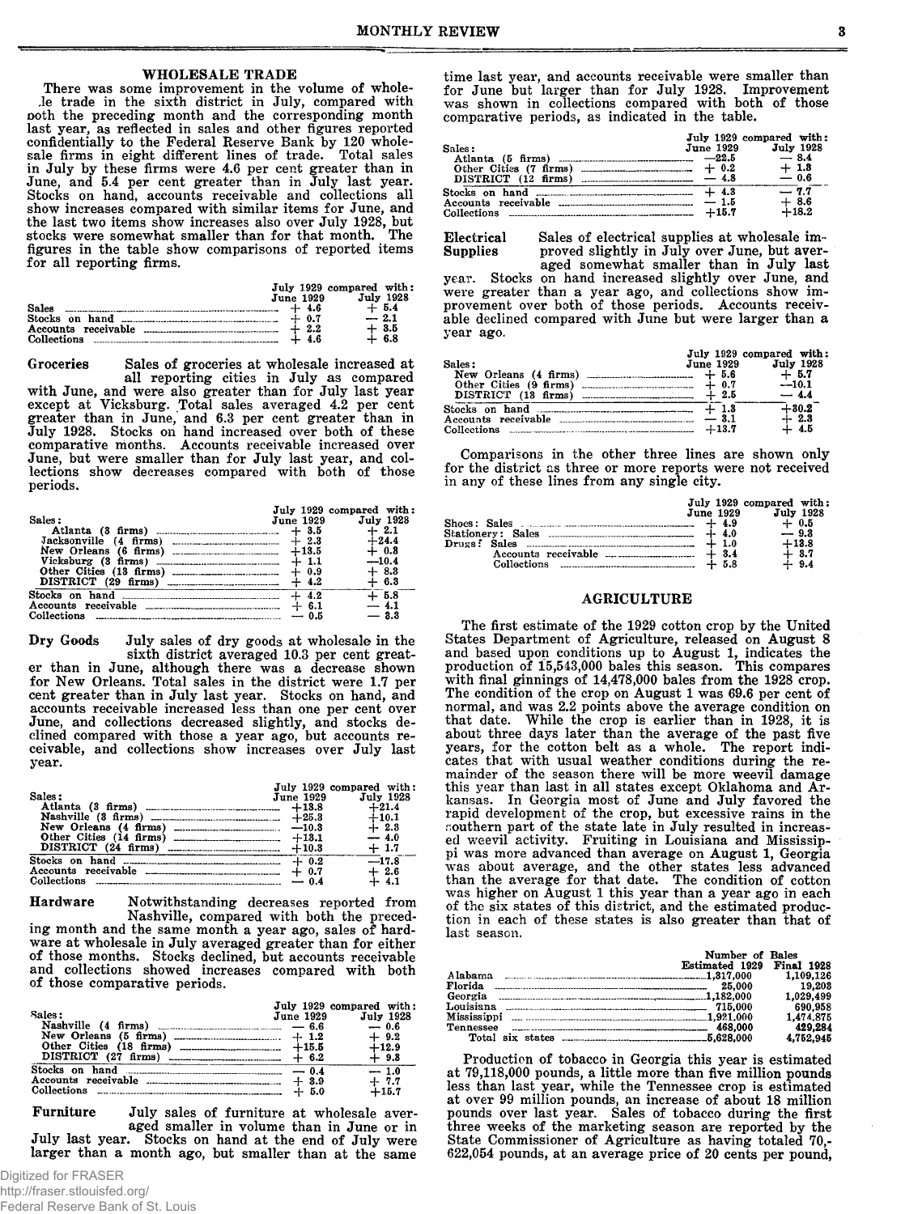## WHOLESALE TRADE

There was some improvement in the volume of wholesale trade in the sixth district in July, compared with both the preceding month and the corresponding month last year, as reflected in sales and other figures reported confidentially to the Federal Reserve Bank by 120 wholesale firms in eight different lines of trade. Total sales in July by these firms were 4.6 per cent greater than in June, and 5.4 per cent greater than in July last year. Stocks on hand, accounts receivable and collections all show increases compared with similar items for June, and the last two items show increases also over July 1928, but stocks were somewhat smaller than for that month. The figures in the table show comparisons of reported items for all reporting firms.

| | July 1929 compared with: June 1929 | July 1928 |
|---|---|---|
| Sales | + 4.6 | + 5.4 |
| Stocks on hand | + 0.7 | — 2.1 |
| Accounts receivable | + 2.2 | + 3.5 |
| Collections | + 4.6 | + 6.8 |

**Groceries** Sales of groceries at wholesale increased at all reporting cities in July as compared with June, and were also greater than for July last year except at Vicksburg. Total sales averaged 4.2 per cent greater than in June, and 6.3 per cent greater than in July 1928. Stocks on hand increased over both of these comparative months. Accounts receivable increased over June, but were smaller than for July last year, and collections show decreases compared with both of those periods.

| | July 1929 compared with: June 1929 | July 1928 |
|---|---|---|
| Sales: | | |
| Atlanta (3 firms) | + 3.5 | + 2.1 |
| Jacksonville (4 firms) | + 2.3 | +24.4 |
| New Orleans (6 firms) | +13.5 | + 0.8 |
| Vicksburg (3 firms) | + 1.1 | —10.4 |
| Other Cities (13 firms) | + 0.9 | + 8.3 |
| DISTRICT (29 firms) | + 4.2 | + 6.3 |
| Stocks on hand | + 4.2 | + 5.8 |
| Accounts receivable | + 6.1 | — 4.1 |
| Collections | — 0.5 | — 3.3 |

**Dry Goods** July sales of dry goods at wholesale in the sixth district averaged 10.3 per cent greater than in June, although there was a decrease shown for New Orleans. Total sales in the district were 1.7 per cent greater than in July last year. Stocks on hand, and accounts receivable increased less than one per cent over June, and collections decreased slightly, and stocks declined compared with those a year ago, but accounts receivable, and collections show increases over July last year.

| | July 1929 compared with: June 1929 | July 1928 |
|---|---|---|
| Sales: | | |
| Atlanta (3 firms) | +13.8 | +21.4 |
| Nashville (3 firms) | +25.3 | +10.1 |
| New Orleans (4 firms) | —10.3 | + 2.3 |
| Other Cities (14 firms) | +13.1 | — 4.0 |
| DISTRICT (24 firms) | +10.3 | + 1.7 |
| Stocks on hand | + 0.2 | —17.8 |
| Accounts receivable | + 0.7 | + 2.6 |
| Collections | — 0.4 | + 4.1 |

**Hardware** Notwithstanding decreases reported from Nashville, compared with both the preceding month and the same month a year ago, sales of hardware at wholesale in July averaged greater than for either of those months. Stocks declined, but accounts receivable and collections showed increases compared with both of those comparative periods.

| | July 1929 compared with: June 1929 | July 1928 |
|---|---|---|
| Sales: | | |
| Nashville (4 firms) | — 6.6 | — 0.6 |
| New Orleans (5 firms) | + 1.2 | + 9.2 |
| Other Cities (18 firms) | +15.5 | +12.9 |
| DISTRICT (27 firms) | + 6.2 | + 9.3 |
| Stocks on hand | — 0.4 | — 1.0 |
| Accounts receivable | + 3.9 | + 7.7 |
| Collections | + 5.0 | +15.7 |

**Furniture** July sales of furniture at wholesale averaged smaller in volume than in June or in July last year. Stocks on hand at the end of July were larger than a month ago, but smaller than at the same time last year, and accounts receivable were smaller than for June but larger than for July 1928. Improvement was shown in collections compared with both of those comparative periods, as indicated in the table.

| | July 1929 compared with: June 1929 | July 1928 |
|---|---|---|
| Sales: | | |
| Atlanta (5 firms) | —22.5 | — 8.4 |
| Other Cities (7 firms) | + 0.2 | + 1.3 |
| DISTRICT (12 firms) | — 4.8 | — 0.6 |
| Stocks on hand | + 4.3 | — 7.7 |
| Accounts receivable | — 1.5 | + 8.6 |
| Collections | +15.7 | +18.2 |

**Electrical Supplies** Sales of electrical supplies at wholesale improved slightly in July over June, but averaged somewhat smaller than in July last year. Stocks on hand increased slightly over June, and were greater than a year ago, and collections show improvement over both of those periods. Accounts receivable declined compared with June but were larger than a year ago.

| | July 1929 compared with: June 1929 | July 1928 |
|---|---|---|
| Sales: | | |
| New Orleans (4 firms) | + 5.6 | + 5.7 |
| Other Cities (9 firms) | + 0.7 | —10.1 |
| DISTRICT (13 firms) | + 2.5 | — 4.4 |
| Stocks on hand | + 1.3 | +30.2 |
| Accounts receivable | — 3.1 | + 2.3 |
| Collections | +13.7 | + 4.5 |

Comparisons in the other three lines are shown only for the district as three or more reports were not received in any of these lines from any single city.

| | July 1929 compared with: June 1929 | July 1928 |
|---|---|---|
| Shoes: Sales | + 4.9 | + 0.5 |
| Stationery: Sales | + 4.0 | — 9.3 |
| Drugs: Sales | + 1.0 | +13.8 |
| Accounts receivable | + 3.4 | + 3.7 |
| Collections | + 5.8 | + 9.4 |

## AGRICULTURE

The first estimate of the 1929 cotton crop by the United States Department of Agriculture, released on August 8 and based upon conditions up to August 1, indicates the production of 15,543,000 bales this season. This compares with final ginnings of 14,478,000 bales from the 1928 crop. The condition of the crop on August 1 was 69.6 per cent of normal, and was 2.2 points above the average condition on that date. While the crop is earlier than in 1928, it is about three days later than the average of the past five years, for the cotton belt as a whole. The report indicates that with usual weather conditions during the remainder of the season there will be more weevil damage this year than last in all states except Oklahoma and Arkansas. In Georgia most of June and July favored the rapid development of the crop, but excessive rains in the southern part of the state late in July resulted in increased weevil activity. Fruiting in Louisiana and Mississippi was more advanced than average on August 1, Georgia was about average, and the other states less advanced than the average for that date. The condition of cotton was higher on August 1 this year than a year ago in each of the six states of this district, and the estimated production in each of these states is also greater than that of last season.

| | Number of Bales: Estimated 1929 | Final 1928 |
|---|---|---|
| Alabama | 1,317,000 | 1,109,126 |
| Florida | 25,000 | 19,203 |
| Georgia | 1,182,000 | 1,029,499 |
| Louisiana | 715,000 | 690,958 |
| Mississippi | 1,921,000 | 1,474,875 |
| Tennessee | 468,000 | 429,284 |
| Total six states | 5,628,000 | 4,752,945 |

Production of tobacco in Georgia this year is estimated at 79,118,000 pounds, a little more than five million pounds less than last year, while the Tennessee crop is estimated at over 99 million pounds, an increase of about 18 million pounds over last year. Sales of tobacco during the first three weeks of the marketing season are reported by the State Commissioner of Agriculture as having totaled 70,622,054 pounds, at an average price of 20 cents per pound,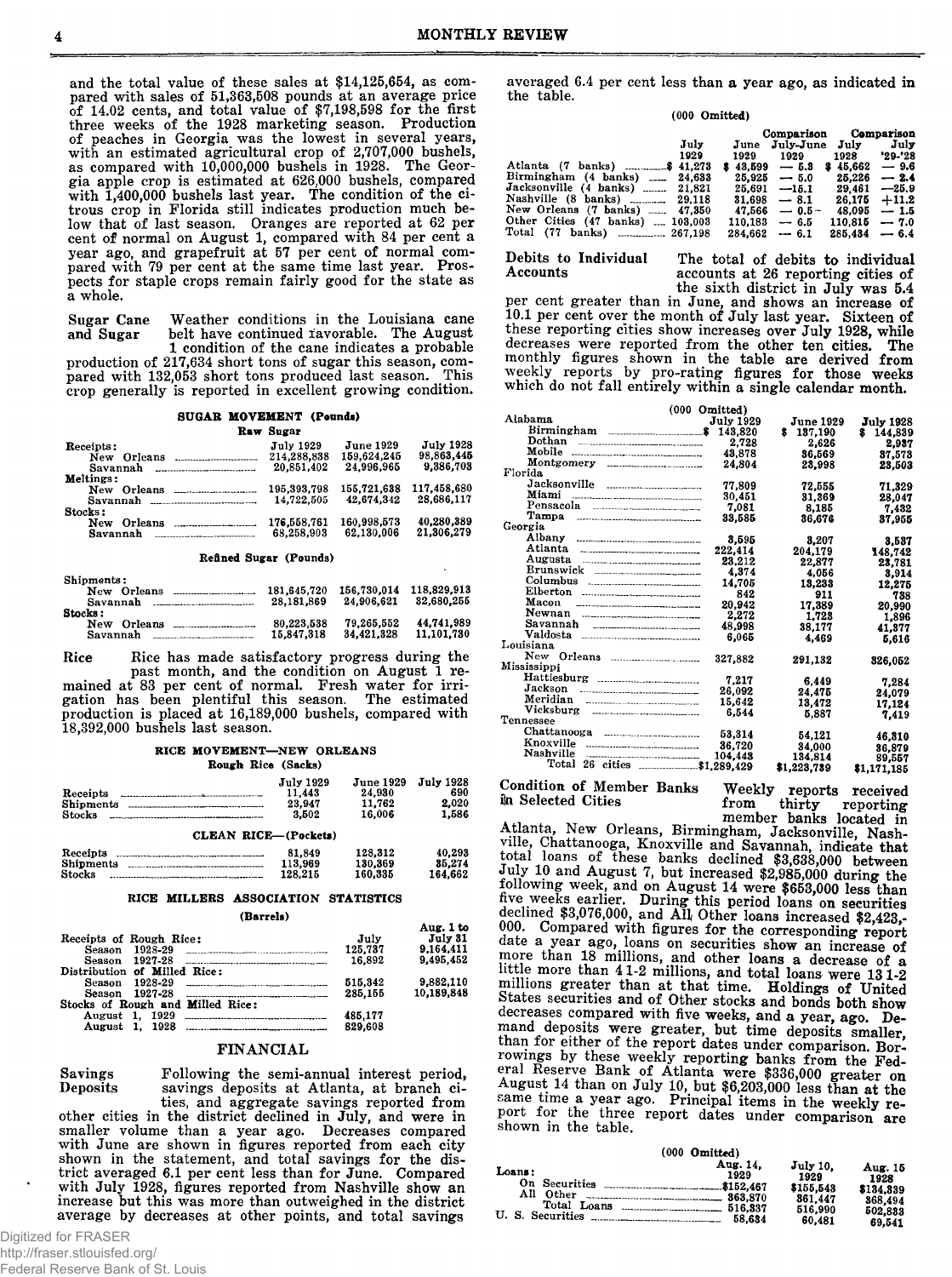and the total value of these sales at $14,125,654, as compared with sales of 51,363,508 pounds at an average price of 14.02 cents, and total value of $7,198,598 for the first three weeks of the 1928 marketing season. Production of peaches in Georgia was the lowest in several years, with an estimated agricultural crop of 2,707,000 bushels, as compared with 10,000,000 bushels in 1928. The Georgia apple crop is estimated at 626,000 bushels, compared with 1,400,000 bushels last year. The condition of the citrous crop in Florida still indicates production much below that of last season. Oranges are reported at 62 per cent of normal on August 1, compared with 84 per cent a year ago, and grapefruit at 57 per cent of normal compared with 79 per cent at the same time last year. Prospects for staple crops remain fairly good for the state as a whole.

**Sugar Cane and Sugar** Weather conditions in the Louisiana cane belt have continued favorable. The August 1 condition of the cane indicates a probable production of 217,634 short tons of sugar this season, compared with 132,053 short tons produced last season. This crop generally is reported in excellent growing condition.

### SUGAR MOVEMENT (Pounds)

Raw Sugar

| | July 1929 | June 1929 | July 1928 |
|---|---|---|---|
| Receipts: | | | |
| New Orleans | 214,288,838 | 159,624,245 | 98,863,445 |
| Savannah | 20,851,402 | 24,996,965 | 9,386,703 |
| Meltings: | | | |
| New Orleans | 195,393,798 | 155,721,638 | 117,458,680 |
| Savannah | 14,722,505 | 42,674,342 | 28,686,117 |
| Stocks: | | | |
| New Orleans | 176,558,761 | 160,998,573 | 40,280,389 |
| Savannah | 68,258,903 | 62,130,006 | 21,306,279 |

Refined Sugar (Pounds)

| | | | |
|---|---|---|---|
| Shipments: | | | |
| New Orleans | 181,645,720 | 156,730,014 | 118,829,913 |
| Savannah | 28,181,869 | 24,906,621 | 32,680,255 |
| Stocks: | | | |
| New Orleans | 80,223,538 | 79,265,552 | 44,741,989 |
| Savannah | 15,847,318 | 34,421,328 | 11,101,730 |

**Rice** Rice has made satisfactory progress during the past month, and the condition on August 1 remained at 83 per cent of normal. Fresh water for irrigation has been plentiful this season. The estimated production is placed at 16,189,000 bushels, compared with 18,392,000 bushels last season.

### RICE MOVEMENT—NEW ORLEANS

Rough Rice (Sacks)

| | July 1929 | June 1929 | July 1928 |
|---|---|---|---|
| Receipts | 11,443 | 24,930 | 690 |
| Shipments | 23,947 | 11,762 | 2,020 |
| Stocks | 3,502 | 16,006 | 1,586 |

CLEAN RICE—(Pockets)

| | | | |
|---|---|---|---|
| Receipts | 81,849 | 128,312 | 40,293 |
| Shipments | 113,969 | 130,369 | 35,274 |
| Stocks | 128,215 | 160,335 | 164,662 |

### RICE MILLERS ASSOCIATION STATISTICS

(Barrels)

| | July | Aug. 1 to July 31 |
|---|---|---|
| Receipts of Rough Rice: | | |
| Season 1928-29 | 125,737 | 9,164,411 |
| Season 1927-28 | 16,892 | 9,495,452 |
| Distribution of Milled Rice: | | |
| Season 1928-29 | 515,342 | 9,882,110 |
| Season 1927-28 | 285,155 | 10,189,848 |
| Stocks of Rough and Milled Rice: | | |
| August 1, 1929 | 485,177 | |
| August 1, 1928 | 829,608 | |

## FINANCIAL

**Savings Deposits** Following the semi-annual interest period, savings deposits at Atlanta, at branch cities, and aggregate savings reported from other cities in the district declined in July, and were in smaller volume than a year ago. Decreases compared with June are shown in figures reported from each city shown in the statement, and total savings for the district averaged 6.1 per cent less than for June. Compared with July 1928, figures reported from Nashville show an increase but this was more than outweighed in the district average by decreases at other points, and total savings averaged 6.4 per cent less than a year ago, as indicated in the table.

(000 Omitted)

| | July 1929 | June 1929 | Comparison July-June 1929 | July 1928 | Comparison July '29-'28 |
|---|---|---|---|---|---|
| Atlanta (7 banks) | $ 41,273 | $ 43,599 | — 5.3 | $ 45,662 | — 9.6 |
| Birmingham (4 banks) | 24,633 | 25,925 | — 5.0 | 25,226 | — 2.4 |
| Jacksonville (4 banks) | 21,821 | 25,691 | —15.1 | 29,461 | —25.9 |
| Nashville (8 banks) | 29,118 | 31,698 | — 8.1 | 26,175 | +11.2 |
| New Orleans (7 banks) | 47,350 | 47,566 | — 0.5 | 48,095 | — 1.5 |
| Other Cities (47 banks) | 103,003 | 110,183 | — 6.5 | 110,815 | — 7.0 |
| Total (77 banks) | 267,198 | 284,662 | — 6.1 | 285,434 | — 6.4 |

**Debits to Individual Accounts** The total of debits to individual accounts at 26 reporting cities of the sixth district in July was 5.4 per cent greater than in June, and shows an increase of 10.1 per cent over the month of July last year. Sixteen of these reporting cities show increases over July 1928, while decreases were reported from the other ten cities. The monthly figures shown in the table are derived from weekly reports by pro-rating figures for those weeks which do not fall entirely within a single calendar month.

(000 Omitted)

| | July 1929 | June 1929 | July 1928 |
|---|---|---|---|
| Alabama | | | |
| Birmingham | $ 143,820 | $ 137,190 | $ 144,839 |
| Dothan | 2,728 | 2,626 | 2,937 |
| Mobile | 43,878 | 36,569 | 37,573 |
| Montgomery | 24,804 | 23,998 | 23,503 |
| Florida | | | |
| Jacksonville | 77,809 | 72,555 | 71,329 |
| Miami | 30,451 | 31,369 | 28,047 |
| Pensacola | 7,081 | 8,185 | 7,432 |
| Tampa | 33,585 | 36,676 | 37,955 |
| Georgia | | | |
| Albany | 3,595 | 3,207 | 3,537 |
| Atlanta | 222,414 | 204,179 | 148,742 |
| Augusta | 23,212 | 22,877 | 23,781 |
| Brunswick | 4,374 | 4,056 | 3,914 |
| Columbus | 14,705 | 13,233 | 12,275 |
| Elberton | 842 | 911 | 738 |
| Macon | 20,942 | 17,389 | 20,990 |
| Newnan | 2,272 | 1,723 | 1,896 |
| Savannah | 48,998 | 38,177 | 41,377 |
| Valdosta | 6,065 | 4,469 | 5,616 |
| Louisiana | | | |
| New Orleans | 327,882 | 291,132 | 326,052 |
| Mississippi | | | |
| Hattiesburg | 7,217 | 6,449 | 7,284 |
| Jackson | 26,092 | 24,475 | 24,079 |
| Meridian | 15,642 | 13,472 | 17,124 |
| Vicksburg | 6,544 | 5,887 | 7,419 |
| Tennessee | | | |
| Chattanooga | 53,314 | 54,121 | 46,310 |
| Knoxville | 36,720 | 34,000 | 36,879 |
| Nashville | 104,443 | 134,814 | 89,557 |
| Total 26 cities | $1,289,429 | $1,223,739 | $1,171,185 |

**Condition of Member Banks in Selected Cities** Weekly reports received from thirty reporting member banks located in Atlanta, New Orleans, Birmingham, Jacksonville, Nashville, Chattanooga, Knoxville and Savannah, indicate that total loans of these banks declined $3,638,000 between July 10 and August 7, but increased $2,985,000 during the following week, and on August 14 were $653,000 less than five weeks earlier. During this period loans on securities declined $3,076,000, and All Other loans increased $2,423,000. Compared with figures for the corresponding report date a year ago, loans on securities show an increase of more than 18 millions, and other loans a decrease of a little more than 4 1-2 millions, and total loans were 13 1-2 millions greater than at that time. Holdings of United States securities and of Other stocks and bonds both show decreases compared with five weeks, and a year, ago. Demand deposits were greater, but time deposits smaller, than for either of the report dates under comparison. Borrowings by these weekly reporting banks from the Federal Reserve Bank of Atlanta were $336,000 greater on August 14 than on July 10, but $6,203,000 less than at the same time a year ago. Principal items in the weekly report for the three report dates under comparison are shown in the table.

(000 Omitted)

| | Aug. 14, 1929 | July 10, 1929 | Aug. 15 1928 |
|---|---|---|---|
| Loans: | | | |
| On Securities | $152,467 | $155,543 | $134,339 |
| All Other | 363,870 | 361,447 | 368,494 |
| Total Loans | 516,337 | 516,990 | 502,833 |
| U. S. Securities | 58,634 | 60,481 | 69,541 |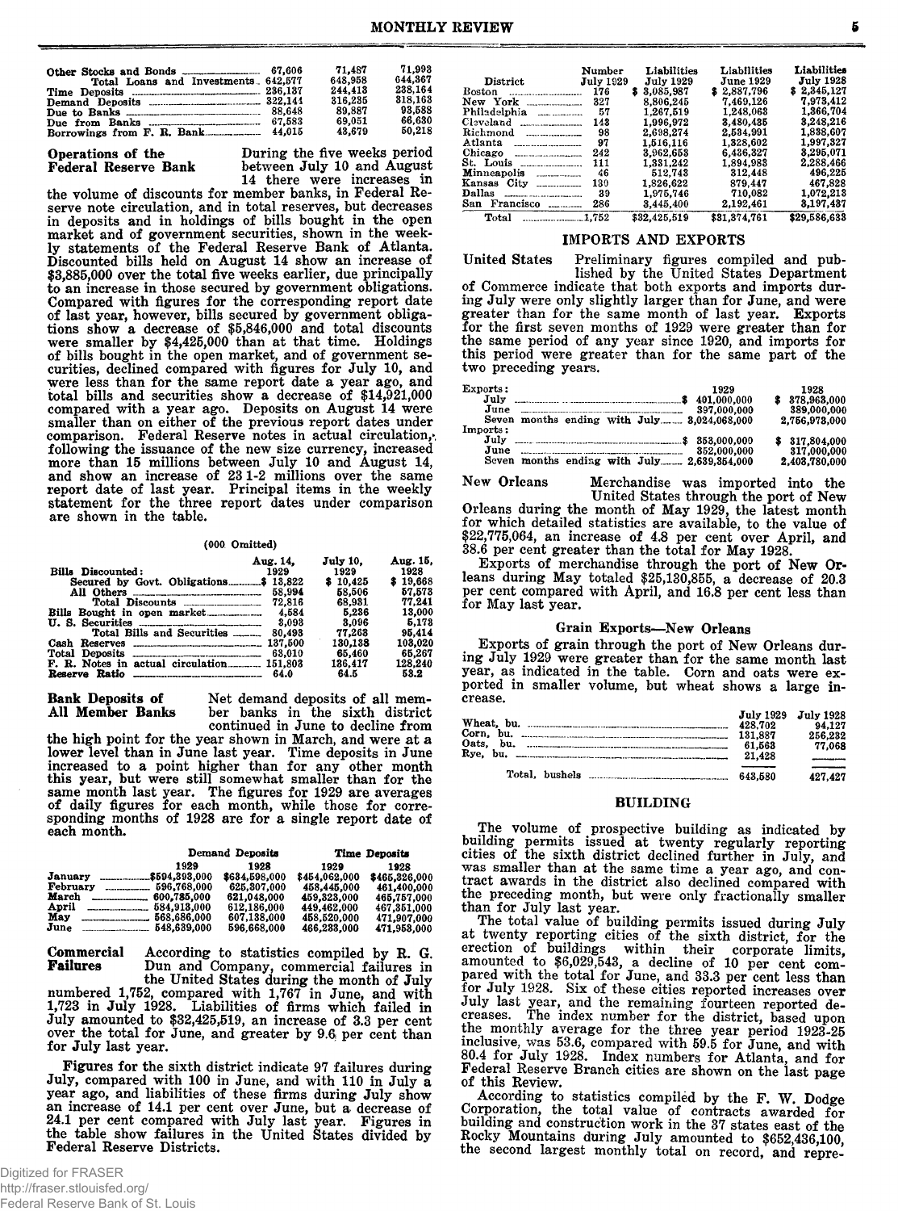| | | | |
|---|---|---|---|
| Other Stocks and Bonds | 67,606 | 71,487 | 71,993 |
| Total Loans and Investments | 642,577 | 648,958 | 644,367 |
| Time Deposits | 236,137 | 244,413 | 238,164 |
| Demand Deposits | 322,144 | 316,235 | 318,163 |
| Due to Banks | 88,648 | 89,887 | 93,588 |
| Due from Banks | 67,583 | 69,051 | 66,630 |
| Borrowings from F. R. Bank | 44,015 | 43,679 | 50,218 |

**Operations of the Federal Reserve Bank**

During the five weeks period between July 10 and August 14 there were increases in the volume of discounts for member banks, in Federal Reserve note circulation, and in total reserves, but decreases in deposits and in holdings of bills bought in the open market and of government securities, shown in the weekly statements of the Federal Reserve Bank of Atlanta. Discounted bills held on August 14 show an increase of $3,885,000 over the total five weeks earlier, due principally to an increase in those secured by government obligations. Compared with figures for the corresponding report date of last year, however, bills secured by government obligations show a decrease of $5,846,000 and total discounts were smaller by $4,425,000 than at that time. Holdings of bills bought in the open market, and of government securities, declined compared with figures for July 10, and were less than for the same report date a year ago, and total bills and securities show a decrease of $14,921,000 compared with a year ago. Deposits on August 14 were smaller than on either of the previous report dates under comparison. Federal Reserve notes in actual circulation, following the issuance of the new size currency, increased more than 15 millions between July 10 and August 14, and show an increase of 23 1-2 millions over the same report date of last year. Principal items in the weekly statement for the three report dates under comparison are shown in the table.

(000 Omitted)

| | Aug. 14, 1929 | July 10, 1929 | Aug. 15, 1928 |
|---|---|---|---|
| Bills Discounted: | | | |
| Secured by Govt. Obligations | $ 13,822 | $ 10,425 | $ 19,668 |
| All Others | 58,994 | 58,506 | 57,573 |
| Total Discounts | 72,816 | 68,931 | 77,241 |
| Bills Bought in open market | 4,584 | 5,236 | 13,000 |
| U. S. Securities | 3,093 | 3,096 | 5,173 |
| Total Bills and Securities | 80,493 | 77,263 | 95,414 |
| Cash Reserves | 137,500 | 130,133 | 103,020 |
| Total Deposits | 63,010 | 65,460 | 65,267 |
| F. R. Notes in actual circulation | 151,803 | 136,417 | 128,240 |
| Reserve Ratio | 64.0 | 64.5 | 53.2 |

**Bank Deposits of All Member Banks**

Net demand deposits of all member banks in the sixth district continued in June to decline from the high point for the year shown in March, and were at a lower level than in June last year. Time deposits in June increased to a point higher than for any other month this year, but were still somewhat smaller than for the same month last year. The figures for 1929 are averages of daily figures for each month, while those for corresponding months of 1928 are for a single report date of each month.

| | Demand Deposits | | Time Deposits | |
|---|---|---|---|---|
| | 1929 | 1928 | 1929 | 1928 |
| January | $594,393,000 | $634,598,000 | $454,062,000 | $465,326,000 |
| February | 596,768,000 | 625,307,000 | 458,445,000 | 461,400,000 |
| March | 600,785,000 | 621,048,000 | 459,323,000 | 465,757,000 |
| April | 584,913,000 | 612,186,000 | 449,462,000 | 467,351,000 |
| May | 568,686,000 | 607,138,000 | 458,520,000 | 471,907,000 |
| June | 548,639,000 | 596,668,000 | 466,233,000 | 471,953,000 |

**Commercial Failures**

According to statistics compiled by R. G. Dun and Company, commercial failures in the United States during the month of July numbered 1,752, compared with 1,767 in June, and with 1,723 in July 1928. Liabilities of firms which failed in July amounted to $32,425,519, an increase of 3.3 per cent over the total for June, and greater by 9.6 per cent than for July last year.

Figures for the sixth district indicate 97 failures during July, compared with 100 in June, and with 110 in July a year ago, and liabilities of these firms during July show an increase of 14.1 per cent over June, but a decrease of 24.1 per cent compared with July last year. Figures in the table show failures in the United States divided by Federal Reserve Districts.

| District | Number July 1929 | Liabilities July 1929 | Liabilities June 1929 | Liabilities July 1928 |
|---|---|---|---|---|
| Boston | 176 | $ 3,085,987 | $ 2,887,796 | $ 2,345,127 |
| New York | 327 | 8,806,245 | 7,469,126 | 7,973,412 |
| Philadelphia | 57 | 1,267,519 | 1,248,063 | 1,366,704 |
| Cleveland | 143 | 1,996,972 | 3,480,435 | 3,248,216 |
| Richmond | 98 | 2,698,274 | 2,534,991 | 1,838,607 |
| Atlanta | 97 | 1,516,116 | 1,328,602 | 1,997,327 |
| Chicago | 242 | 3,962,653 | 6,436,327 | 3,295,071 |
| St. Louis | 111 | 1,331,242 | 1,894,983 | 2,288,466 |
| Minneapolis | 46 | 512,743 | 312,448 | 496,225 |
| Kansas City | 130 | 1,826,622 | 879,447 | 467,828 |
| Dallas | 39 | 1,975,746 | 710,082 | 1,072,213 |
| San Francisco | 286 | 3,445,400 | 2,192,461 | 3,197,437 |
| Total | 1,752 | $32,425,519 | $31,374,761 | $29,586,633 |

## IMPORTS AND EXPORTS

**United States**

Preliminary figures compiled and published by the United States Department of Commerce indicate that both exports and imports during July were only slightly larger than for June, and were greater than for the same month of last year. Exports for the first seven months of 1929 were greater than for the same period of any year since 1920, and imports for this period were greater than for the same part of the two preceding years.

| | 1929 | 1928 |
|---|---|---|
| Exports: | | |
| July | $ 401,000,000 | $ 378,963,000 |
| June | 397,000,000 | 389,000,000 |
| Seven months ending with July | 3,024,068,000 | 2,756,973,000 |
| Imports: | | |
| July | $ 353,000,000 | $ 317,804,000 |
| June | 352,000,000 | 317,000,000 |
| Seven months ending with July | 2,639,354,000 | 2,403,780,000 |

**New Orleans**

Merchandise was imported into the United States through the port of New Orleans during the month of May 1929, the latest month for which detailed statistics are available, to the value of $22,775,064, an increase of 4.8 per cent over April, and 38.6 per cent greater than the total for May 1928.

Exports of merchandise through the port of New Orleans during May totaled $25,130,855, a decrease of 20.3 per cent compared with April, and 16.8 per cent less than for May last year.

### Grain Exports—New Orleans

Exports of grain through the port of New Orleans during July 1929 were greater than for the same month last year, as indicated in the table. Corn and oats were exported in smaller volume, but wheat shows a large increase.

| | July 1929 | July 1928 |
|---|---|---|
| Wheat, bu. | 428,702 | 94,127 |
| Corn, bu. | 131,887 | 256,232 |
| Oats, bu. | 61,563 | 77,068 |
| Rye, bu. | 21,428 | |
| Total, bushels | 643,580 | 427,427 |

## BUILDING

The volume of prospective building as indicated by building permits issued at twenty regularly reporting cities of the sixth district declined further in July, and was smaller than at the same time a year ago, and contract awards in the district also declined compared with the preceding month, but were only fractionally smaller than for July last year.

The total value of building permits issued during July at twenty reporting cities of the sixth district, for the erection of buildings within their corporate limits, amounted to $6,029,543, a decline of 10 per cent compared with the total for June, and 33.3 per cent less than for July 1928. Six of these cities reported increases over July last year, and the remaining fourteen reported decreases. The index number for the district, based upon the monthly average for the three year period 1923-25 inclusive, was 53.6, compared with 59.5 for June, and with 80.4 for July 1928. Index numbers for Atlanta, and for Federal Reserve Branch cities are shown on the last page of this Review.

According to statistics compiled by the F. W. Dodge Corporation, the total value of contracts awarded for building and construction work in the 37 states east of the Rocky Mountains during July amounted to $652,436,100, the second largest monthly total on record, and repre-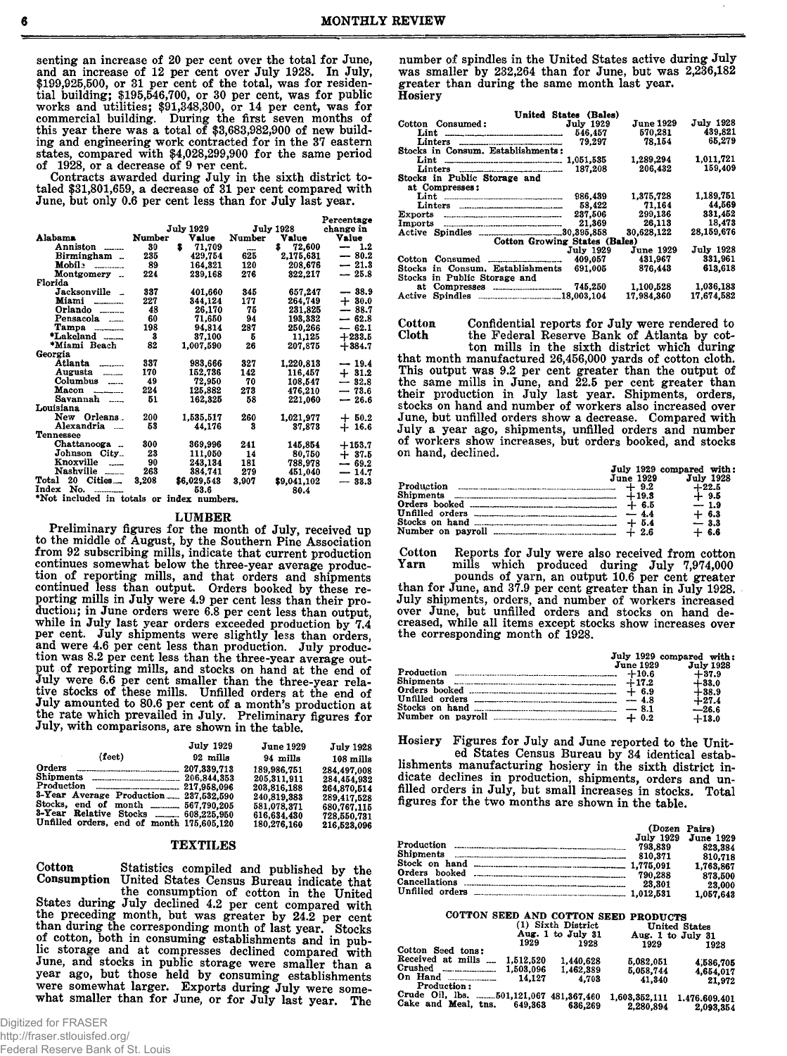senting an increase of 20 per cent over the total for June, and an increase of 12 per cent over July 1928. In July, $199,925,500, or 31 per cent of the total, was for residential building; $195,546,700, or 30 per cent, was for public works and utilities; $91,348,300, or 14 per cent, was for commercial building. During the first seven months of this year there was a total of $3,683,982,900 of new building and engineering work contracted for in the 37 eastern states, compared with $4,028,299,900 for the same period of 1928, or a decrease of 9 per cent.

Contracts awarded during July in the sixth district totaled $31,801,659, a decrease of 31 per cent compared with June, but only 0.6 per cent less than for July last year.

| | July 1929 | | July 1928 | | Percentage change in |
|---|---|---|---|---|---|
| Alabama | Number | Value | Number | Value | Value |
| Anniston | 30 | $ 71,709 | ... | $ 72,600 | — 1.2 |
| Birmingham | 235 | 429,754 | 625 | 2,175,631 | — 80.2 |
| Mobile | 89 | 164,321 | 120 | 208,676 | — 21.3 |
| Montgomery | 224 | 239,168 | 276 | 322,217 | — 25.8 |
| Florida | | | | | |
| Jacksonville | 337 | 401,660 | 345 | 657,247 | — 38.9 |
| Miami | 227 | 344,124 | 177 | 264,749 | + 30.0 |
| Orlando | 48 | 26,170 | 75 | 231,825 | — 88.7 |
| Pensacola | 60 | 71,650 | 94 | 193,332 | — 62.8 |
| Tampa | 198 | 94,814 | 287 | 250,266 | — 62.1 |
| *Lakeland | 3 | 37,100 | 5 | 11,125 | +233.5 |
| *Miami Beach | 82 | 1,007,590 | 26 | 207,875 | +384.7 |
| Georgia | | | | | |
| Atlanta | 337 | 983,666 | 327 | 1,220,813 | — 19.4 |
| Augusta | 170 | 152,736 | 142 | 116,457 | + 31.2 |
| Columbus | 49 | 72,950 | 70 | 108,547 | — 32.8 |
| Macon | 224 | 125,882 | 273 | 476,210 | — 73.6 |
| Savannah | 51 | 162,325 | 58 | 221,060 | — 26.6 |
| Louisiana | | | | | |
| New Orleans | 200 | 1,535,517 | 260 | 1,021,977 | + 50.2 |
| Alexandria | 53 | 44,176 | 3 | 37,873 | + 16.6 |
| Tennessee | | | | | |
| Chattanooga | 300 | 369,996 | 241 | 145,854 | +153.7 |
| Johnson City | 23 | 111,050 | 14 | 80,750 | + 37.5 |
| Knoxville | 90 | 243,134 | 181 | 788,978 | — 69.2 |
| Nashville | 263 | 384,741 | 279 | 451,040 | — 14.7 |
| Total 20 Cities | 3,208 | $6,029,543 | 3,907 | $9,041,102 | — 33.3 |
| Index No. | | 53.6 | | 80.4 | |

*Not included in totals or index numbers.

## LUMBER

Preliminary figures for the month of July, received up to the middle of August, by the Southern Pine Association from 92 subscribing mills, indicate that current production continues somewhat below the three-year average production of reporting mills, and that orders and shipments continued less than output. Orders booked by these reporting mills in July were 4.9 per cent less than their production; in June orders were 6.8 per cent less than output, while in July last year orders exceeded production by 7.4 per cent. July shipments were slightly less than orders, and were 4.6 per cent less than production. July production was 8.2 per cent less than the three-year average output of reporting mills, and stocks on hand at the end of July were 6.6 per cent smaller than the three-year relative stocks of these mills. Unfilled orders at the end of July amounted to 80.6 per cent of a month's production at the rate which prevailed in July. Preliminary figures for July, with comparisons, are shown in the table.

| (feet) | July 1929 92 mills | June 1929 94 mills | July 1928 108 mills |
|---|---|---|---|
| Orders | 207,339,713 | 189,986,751 | 284,497,008 |
| Shipments | 206,844,353 | 205,311,911 | 284,454,932 |
| Production | 217,958,096 | 203,816,188 | 264,870,614 |
| 3-Year Average Production | 237,532,590 | 240,819,383 | 289,417,528 |
| Stocks, end of month | 567,790,205 | 581,078,371 | 680,767,115 |
| 3-Year Relative Stocks | 608,225,950 | 616,634,430 | 728,550,731 |
| Unfilled orders, end of month | 175,605,120 | 180,276,160 | 216,523,096 |

## TEXTILES

**Cotton Consumption** Statistics compiled and published by the United States Census Bureau indicate that the consumption of cotton in the United States during July declined 4.2 per cent compared with the preceding month, but was greater by 24.2 per cent than during the corresponding month of last year. Stocks of cotton, both in consuming establishments and in public storage and at compresses declined compared with June, and stocks in public storage were smaller than a year ago, but those held by consuming establishments were somewhat larger. Exports during July were somewhat smaller than for June, or for July last year. The number of spindles in the United States active during July was smaller by 232,264 than for June, but was 2,236,182 greater than during the same month last year.

**Hosiery**

| United States (Bales) | July 1929 | June 1929 | July 1928 |
|---|---|---|---|
| Cotton Consumed: | | | |
| Lint | 546,457 | 570,281 | 439,821 |
| Linters | 79,297 | 78,154 | 65,279 |
| Stocks in Consum. Establishments: | | | |
| Lint | 1,051,535 | 1,289,294 | 1,011,721 |
| Linters | 187,208 | 206,432 | 159,409 |
| Stocks in Public Storage and at Compresses: | | | |
| Lint | 986,439 | 1,375,728 | 1,189,751 |
| Linters | 53,422 | 71,164 | 44,569 |
| Exports | 237,506 | 299,136 | 331,452 |
| Imports | 21,369 | 26,113 | 18,473 |
| Active Spindles | 30,395,858 | 30,628,122 | 28,159,676 |
| Cotton Growing States (Bales) | July 1929 | June 1929 | July 1928 |
| Cotton Consumed | 409,057 | 431,967 | 331,961 |
| Stocks in Consum. Establishments | 691,005 | 876,443 | 613,618 |
| Stocks in Public Storage and at Compresses | 745,250 | 1,100,528 | 1,036,183 |
| Active Spindles | 18,003,104 | 17,984,360 | 17,674,582 |

**Cotton Cloth** Confidential reports for July were rendered to the Federal Reserve Bank of Atlanta by cotton mills in the sixth district which during that month manufactured 26,456,000 yards of cotton cloth. This output was 9.2 per cent greater than the output of the same mills in June, and 22.5 per cent greater than their production in July last year. Shipments, orders, stocks on hand and number of workers also increased over June, but unfilled orders show a decrease. Compared with July a year ago, shipments, unfilled orders and number of workers show increases, but orders booked, and stocks on hand, declined.

| | July 1929 compared with: June 1929 | July 1928 |
|---|---|---|
| Production | + 9.2 | +22.5 |
| Shipments | +19.3 | + 9.5 |
| Orders booked | + 6.5 | — 1.9 |
| Unfilled orders | — 4.4 | + 6.3 |
| Stocks on hand | + 5.4 | — 3.3 |
| Number on payroll | + 2.6 | + 6.6 |

**Cotton Yarn** Reports for July were also received from cotton mills which produced during July 7,974,000 pounds of yarn, an output 10.6 per cent greater than for June, and 37.9 per cent greater than in July 1928. July shipments, orders, and number of workers increased over June, but unfilled orders and stocks on hand decreased, while all items except stocks show increases over the corresponding month of 1928.

| | July 1929 compared with: June 1929 | July 1928 |
|---|---|---|
| Production | +10.6 | +37.9 |
| Shipments | +17.2 | +33.0 |
| Orders booked | + 6.9 | +38.9 |
| Unfilled orders | — 4.8 | +27.4 |
| Stocks on hand | — 8.1 | —26.6 |
| Number on payroll | + 0.2 | +13.0 |

**Hosiery** Figures for July and June reported to the United States Census Bureau by 34 identical establishments manufacturing hosiery in the sixth district indicate declines in production, shipments, orders and unfilled orders in July, but small increases in stocks. Total figures for the two months are shown in the table.

| (Dozen Pairs) | July 1929 | June 1929 |
|---|---|---|
| Production | 793,839 | 823,384 |
| Shipments | 810,371 | 810,718 |
| Stock on hand | 1,775,091 | 1,763,867 |
| Orders booked | 790,288 | 873,500 |
| Cancellations | 23,301 | 23,000 |
| Unfilled orders | 1,012,531 | 1,057,643 |

### COTTON SEED AND COTTON SEED PRODUCTS

| | (1) Sixth District Aug. 1 to July 31 | | United States Aug. 1 to July 31 | |
|---|---|---|---|---|
| | 1929 | 1928 | 1929 | 1928 |
| Cotton Seed tons: | | | | |
| Received at mills | 1,512,520 | 1,440,628 | 5,082,051 | 4,586,705 |
| Crushed | 1,503,096 | 1,462,389 | 5,058,744 | 4,654,017 |
| On Hand | 14,127 | 4,703 | 41,340 | 21,972 |
| Production: | | | | |
| Crude Oil, lbs. | 501,121,067 | 481,367,460 | 1,603,352,111 | 1,476,609,401 |
| Cake and Meal, tns. | 649,363 | 636,269 | 2,280,894 | 2,093,354 |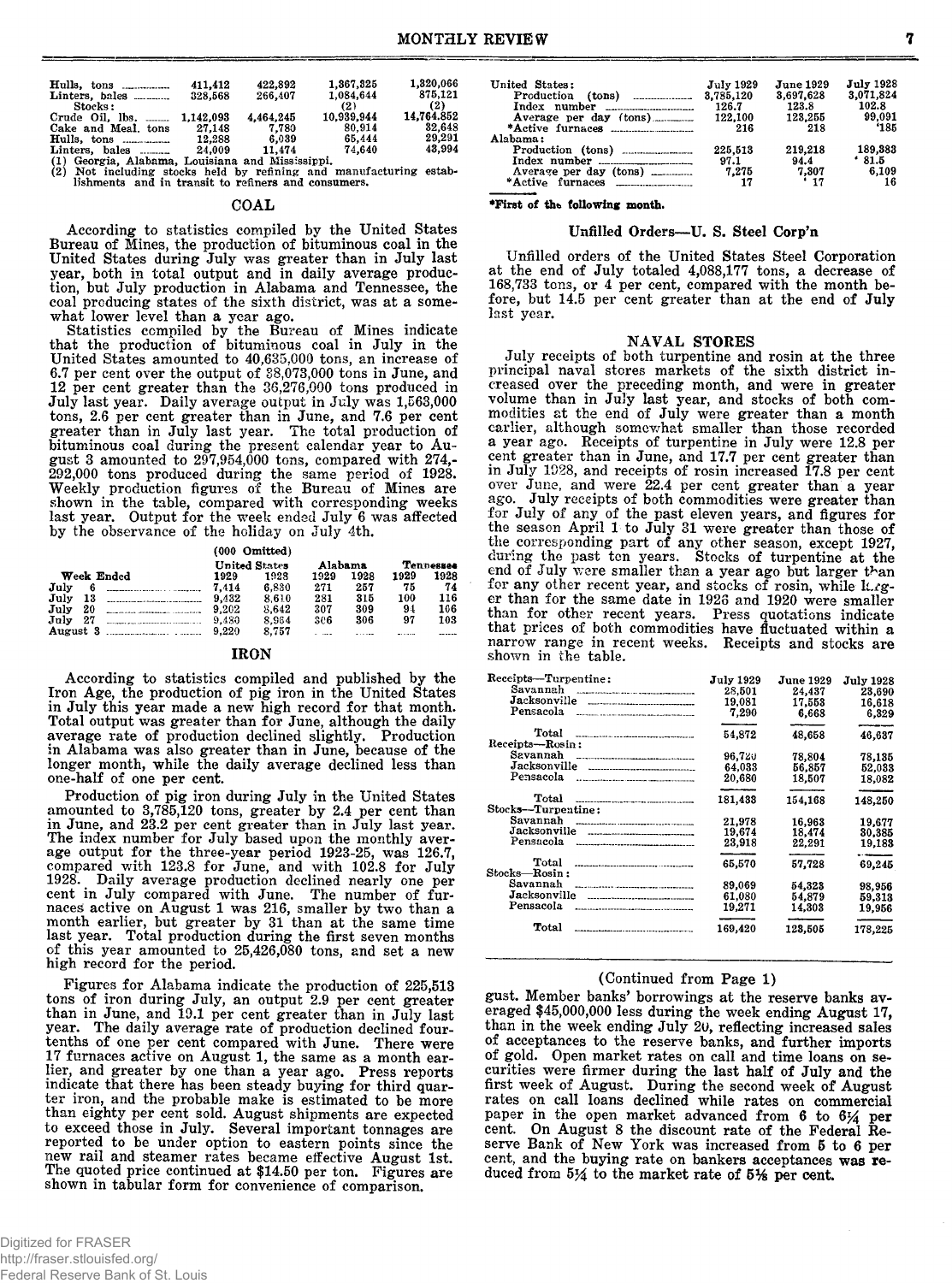| | | | | |
|---|---|---|---|---|
| Hulls, tons | 411,412 | 422,892 | 1,367,325 | 1,320,066 |
| Linters, bales | 328,568 | 266,407 | 1,084,644 | 875,121 |
| Stocks: | | | (2) | (2) |
| Crude Oil, lbs. | 1,142,093 | 4,464,245 | 10,939,944 | 14,764,852 |
| Cake and Meal, tons | 27,148 | 7,780 | 80,914 | 32,648 |
| Hulls, tons | 12,288 | 6,039 | 65,444 | 29,291 |
| Linters, bales | 24,009 | 11,474 | 74,640 | 43,994 |

(1) Georgia, Alabama, Louisiana and Mississippi.
(2) Not including stocks held by refining and manufacturing establishments and in transit to refiners and consumers.

## COAL

According to statistics compiled by the United States Bureau of Mines, the production of bituminous coal in the United States during July was greater than in July last year, both in total output and in daily average production, but July production in Alabama and Tennessee, the coal producing states of the sixth district, was at a somewhat lower level than a year ago.

Statistics compiled by the Bureau of Mines indicate that the production of bituminous coal in July in the United States amounted to 40,635,000 tons, an increase of 6.7 per cent over the output of 38,073,000 tons in June, and 12 per cent greater than the 36,276,000 tons produced in July last year. Daily average output in July was 1,563,000 tons, 2.6 per cent greater than in June, and 7.6 per cent greater than in July last year. The total production of bituminous coal during the present calendar year to August 3 amounted to 297,954,000 tons, compared with 274,292,000 tons produced during the same period of 1928. Weekly production figures of the Bureau of Mines are shown in the table, compared with corresponding weeks last year. Output for the week ended July 6 was affected by the observance of the holiday on July 4th.

(000 Omitted)

| Week Ended | United States 1929 | United States 1928 | Alabama 1929 | Alabama 1928 | Tennessee 1929 | Tennessee 1928 |
|---|---|---|---|---|---|---|
| July 6 | 7,414 | 6,830 | 271 | 257 | 75 | 74 |
| July 13 | 9,432 | 8,610 | 281 | 315 | 100 | 116 |
| July 20 | 9,202 | 8,642 | 307 | 309 | 94 | 106 |
| July 27 | 9,480 | 8,964 | 306 | 306 | 97 | 103 |
| August 3 | 9,220 | 8,757 | ...... | ...... | ...... | ...... |

## IRON

According to statistics compiled and published by the Iron Age, the production of pig iron in the United States in July this year made a new high record for that month. Total output was greater than for June, although the daily average rate of production declined slightly. Production in Alabama was also greater than in June, because of the longer month, while the daily average declined less than one-half of one per cent.

Production of pig iron during July in the United States amounted to 3,785,120 tons, greater by 2.4 per cent than in June, and 23.2 per cent greater than in July last year. The index number for July based upon the monthly average output for the three-year period 1923-25, was 126.7, compared with 123.8 for June, and with 102.8 for July 1928. Daily average production declined nearly one per cent in July compared with June. The number of furnaces active on August 1 was 216, smaller by two than a month earlier, but greater by 31 than at the same time last year. Total production during the first seven months of this year amounted to 25,426,080 tons, and set a new high record for the period.

Figures for Alabama indicate the production of 225,513 tons of iron during July, an output 2.9 per cent greater than in June, and 19.1 per cent greater than in July last year. The daily average rate of production declined fourtenths of one per cent compared with June. There were 17 furnaces active on August 1, the same as a month earlier, and greater by one than a year ago. Press reports indicate that there has been steady buying for third quarter iron, and the probable make is estimated to be more than eighty per cent sold. August shipments are expected to exceed those in July. Several important tonnages are reported to be under option to eastern points since the new rail and steamer rates became effective August 1st. The quoted price continued at $14.50 per ton. Figures are shown in tabular form for convenience of comparison.

| | July 1929 | June 1929 | July 1928 |
|---|---|---|---|
| United States: | | | |
| Production (tons) | 3,785,120 | 3,697,628 | 3,071,824 |
| Index number | 126.7 | 123.8 | 102.8 |
| Average per day (tons) | 122,100 | 123,255 | 99,091 |
| *Active furnaces | 216 | 218 | 185 |
| Alabama: | | | |
| Production (tons) | 225,513 | 219,218 | 189,383 |
| Index number | 97.1 | 94.4 | 81.5 |
| Average per day (tons) | 7,275 | 7,307 | 6,109 |
| *Active furnaces | 17 | 17 | 16 |

*First of the following month.

### Unfilled Orders—U. S. Steel Corp'n

Unfilled orders of the United States Steel Corporation at the end of July totaled 4,088,177 tons, a decrease of 168,733 tons, or 4 per cent, compared with the month before, but 14.5 per cent greater than at the end of July last year.

## NAVAL STORES

July receipts of both turpentine and rosin at the three principal naval stores markets of the sixth district increased over the preceding month, and were in greater volume than in July last year, and stocks of both commodities at the end of July were greater than a month earlier, although somewhat smaller than those recorded a year ago. Receipts of turpentine in July were 12.8 per cent greater than in June, and 17.7 per cent greater than in July 1928, and receipts of rosin increased 17.8 per cent over June, and were 22.4 per cent greater than a year ago. July receipts of both commodities were greater than for July of any of the past eleven years, and figures for the season April 1 to July 31 were greater than those of the corresponding part of any other season, except 1927, during the past ten years. Stocks of turpentine at the end of July were smaller than a year ago but larger than for any other recent year, and stocks of rosin, while larger than for the same date in 1926 and 1920 were smaller than for other recent years. Press quotations indicate that prices of both commodities have fluctuated within a narrow range in recent weeks. Receipts and stocks are shown in the table.

| | July 1929 | June 1929 | July 1928 |
|---|---|---|---|
| Receipts—Turpentine: | | | |
| Savannah | 28,501 | 24,437 | 23,690 |
| Jacksonville | 19,081 | 17,553 | 16,618 |
| Pensacola | 7,290 | 6,668 | 6,329 |
| Total | 54,872 | 48,658 | 46,637 |
| Receipts—Rosin: | | | |
| Savannah | 96,720 | 78,804 | 78,135 |
| Jacksonville | 64,033 | 56,857 | 52,033 |
| Pensacola | 20,680 | 18,507 | 18,082 |
| Total | 181,433 | 154,168 | 148,250 |
| Stocks—Turpentine: | | | |
| Savannah | 21,978 | 16,963 | 19,677 |
| Jacksonville | 19,674 | 18,474 | 30,385 |
| Pensacola | 23,918 | 22,291 | 19,183 |
| Total | 65,570 | 57,728 | 69,245 |
| Stocks—Rosin: | | | |
| Savannah | 89,069 | 54,323 | 98,956 |
| Jacksonville | 61,080 | 54,879 | 59,313 |
| Pensacola | 19,271 | 14,303 | 19,956 |
| Total | 169,420 | 123,505 | 178,225 |

(Continued from Page 1)

gust. Member banks' borrowings at the reserve banks averaged $45,000,000 less during the week ending August 17, than in the week ending July 20, reflecting increased sales of acceptances to the reserve banks, and further imports of gold. Open market rates on call and time loans on securities were firmer during the last half of July and the first week of August. During the second week of August rates on call loans declined while rates on commercial paper in the open market advanced from 6 to 6¼ per cent. On August 8 the discount rate of the Federal Reserve Bank of New York was increased from 5 to 6 per cent, and the buying rate on bankers acceptances was reduced from 5¼ to the market rate of 5⅛ per cent.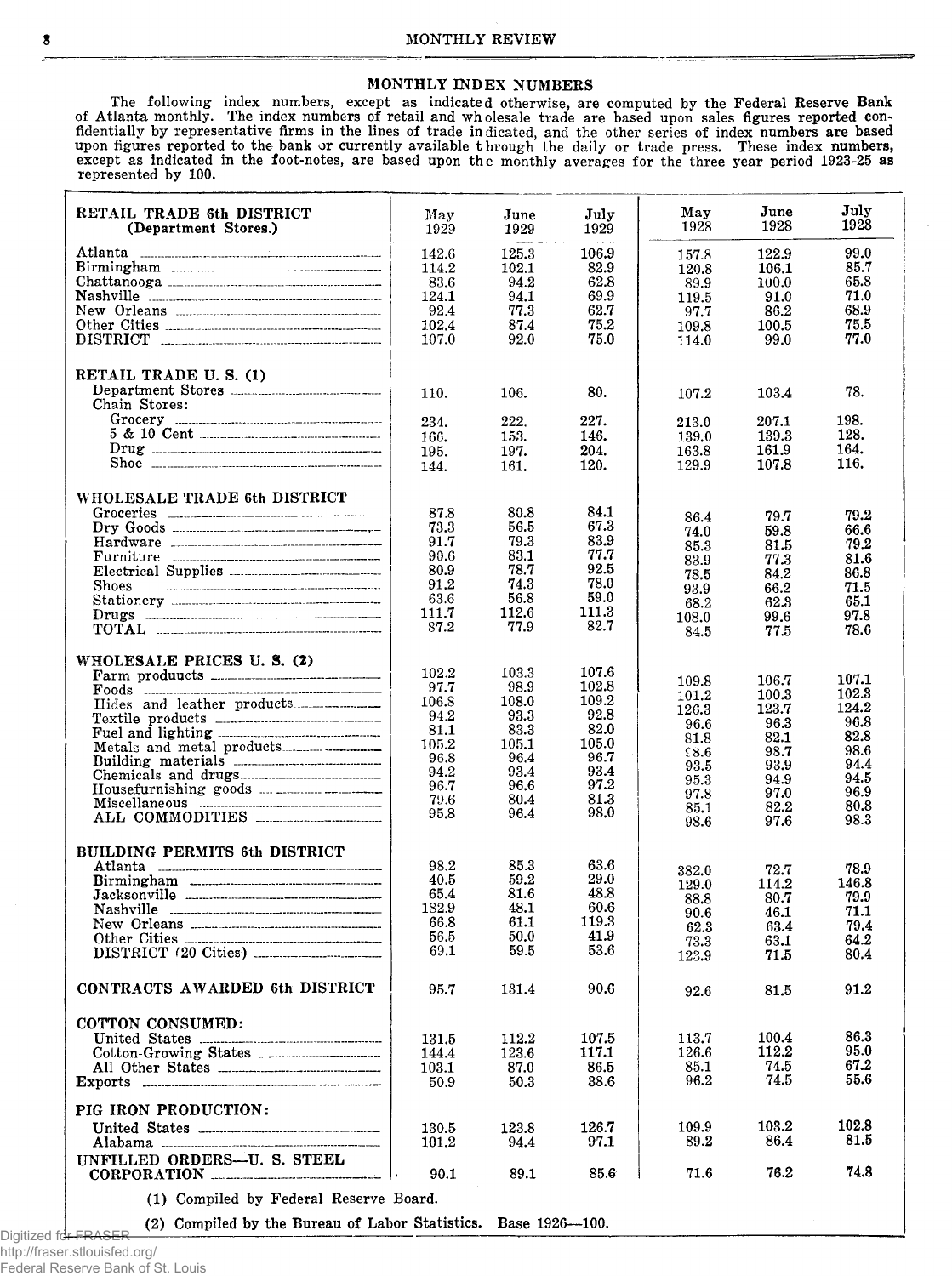## MONTHLY INDEX NUMBERS

The following index numbers, except as indicated otherwise, are computed by the Federal Reserve Bank of Atlanta monthly. The index numbers of retail and wholesale trade are based upon sales figures reported confidentially by representative firms in the lines of trade indicated, and the other series of index numbers are based upon figures reported to the bank or currently available through the daily or trade press. These index numbers, except as indicated in the foot-notes, are based upon the monthly averages for the three year period 1923-25 as represented by 100.

| | May 1929 | June 1929 | July 1929 | May 1928 | June 1928 | July 1928 |
|---|---|---|---|---|---|---|
| **RETAIL TRADE 6th DISTRICT (Department Stores.)** | | | | | | |
| Atlanta | 142.6 | 125.3 | 106.9 | 157.8 | 122.9 | 99.0 |
| Birmingham | 114.2 | 102.1 | 82.9 | 120.8 | 106.1 | 85.7 |
| Chattanooga | 83.6 | 94.2 | 62.8 | 89.9 | 100.0 | 65.8 |
| Nashville | 124.1 | 94.1 | 69.9 | 119.5 | 91.0 | 71.0 |
| New Orleans | 92.4 | 77.3 | 62.7 | 97.7 | 86.2 | 68.9 |
| Other Cities | 102.4 | 87.4 | 75.2 | 109.8 | 100.5 | 75.5 |
| DISTRICT | 107.0 | 92.0 | 75.0 | 114.0 | 99.0 | 77.0 |
| **RETAIL TRADE U. S. (1)** | | | | | | |
| Department Stores | 110. | 106. | 80. | 107.2 | 103.4 | 78. |
| Chain Stores: | | | | | | |
| Grocery | 234. | 222. | 227. | 213.0 | 207.1 | 198. |
| 5 & 10 Cent | 166. | 153. | 146. | 139.0 | 139.3 | 128. |
| Drug | 195. | 197. | 204. | 163.8 | 161.9 | 164. |
| Shoe | 144. | 161. | 120. | 129.9 | 107.8 | 116. |
| **WHOLESALE TRADE 6th DISTRICT** | | | | | | |
| Groceries | 87.8 | 80.8 | 84.1 | 86.4 | 79.7 | 79.2 |
| Dry Goods | 73.3 | 56.5 | 67.3 | 74.0 | 59.8 | 66.6 |
| Hardware | 91.7 | 79.3 | 83.9 | 85.3 | 81.5 | 79.2 |
| Furniture | 90.6 | 83.1 | 77.7 | 83.9 | 77.3 | 81.6 |
| Electrical Supplies | 80.9 | 78.7 | 92.5 | 78.5 | 84.2 | 86.8 |
| Shoes | 91.2 | 74.3 | 78.0 | 93.9 | 66.2 | 71.5 |
| Stationery | 63.6 | 56.8 | 59.0 | 68.2 | 62.3 | 65.1 |
| Drugs | 111.7 | 112.6 | 111.3 | 108.0 | 99.6 | 97.8 |
| TOTAL | 87.2 | 77.9 | 82.7 | 84.5 | 77.5 | 78.6 |
| **WHOLESALE PRICES U. S. (2)** | | | | | | |
| Farm produucts | 102.2 | 103.3 | 107.6 | 109.8 | 106.7 | 107.1 |
| Foods | 97.7 | 98.9 | 102.8 | 101.2 | 100.3 | 102.3 |
| Hides and leather products | 106.8 | 108.0 | 109.2 | 126.3 | 123.7 | 124.2 |
| Textile products | 94.2 | 93.3 | 92.8 | 96.6 | 96.3 | 96.8 |
| Fuel and lighting | 81.1 | 83.3 | 82.0 | 81.8 | 82.1 | 82.8 |
| Metals and metal products | 105.2 | 105.1 | 105.0 | 98.6 | 98.7 | 98.6 |
| Building materials | 96.8 | 96.4 | 96.7 | 93.5 | 93.9 | 94.4 |
| Chemicals and drugs | 94.2 | 93.4 | 93.4 | 95.3 | 94.9 | 94.5 |
| Housefurnishing goods | 96.7 | 96.6 | 97.2 | 97.8 | 97.0 | 96.9 |
| Miscellaneous | 79.6 | 80.4 | 81.3 | 85.1 | 82.2 | 80.8 |
| ALL COMMODITIES | 95.8 | 96.4 | 98.0 | 98.6 | 97.6 | 98.3 |
| **BUILDING PERMITS 6th DISTRICT** | | | | | | |
| Atlanta | 98.2 | 85.3 | 63.6 | 382.0 | 72.7 | 78.9 |
| Birmingham | 40.5 | 59.2 | 29.0 | 129.0 | 114.2 | 146.8 |
| Jacksonville | 65.4 | 81.6 | 48.8 | 88.8 | 80.7 | 79.9 |
| Nashville | 182.9 | 48.1 | 60.6 | 90.6 | 46.1 | 71.1 |
| New Orleans | 66.8 | 61.1 | 119.3 | 62.3 | 63.4 | 79.4 |
| Other Cities | 56.5 | 50.0 | 41.9 | 73.3 | 63.1 | 64.2 |
| DISTRICT (20 Cities) | 69.1 | 59.5 | 53.6 | 123.9 | 71.5 | 80.4 |
| **CONTRACTS AWARDED 6th DISTRICT** | 95.7 | 131.4 | 90.6 | 92.6 | 81.5 | 91.2 |
| **COTTON CONSUMED:** | | | | | | |
| United States | 131.5 | 112.2 | 107.5 | 113.7 | 100.4 | 86.3 |
| Cotton-Growing States | 144.4 | 123.6 | 117.1 | 126.6 | 112.2 | 95.0 |
| All Other States | 103.1 | 87.0 | 86.5 | 85.1 | 74.5 | 67.2 |
| Exports | 50.9 | 50.3 | 38.6 | 96.2 | 74.5 | 55.6 |
| **PIG IRON PRODUCTION:** | | | | | | |
| United States | 130.5 | 123.8 | 126.7 | 109.9 | 103.2 | 102.8 |
| Alabama | 101.2 | 94.4 | 97.1 | 89.2 | 86.4 | 81.5 |
| **UNFILLED ORDERS—U. S. STEEL CORPORATION** | 90.1 | 89.1 | 85.6 | 71.6 | 76.2 | 74.8 |

(1) Compiled by Federal Reserve Board.

(2) Compiled by the Bureau of Labor Statistics. Base 1926—100.